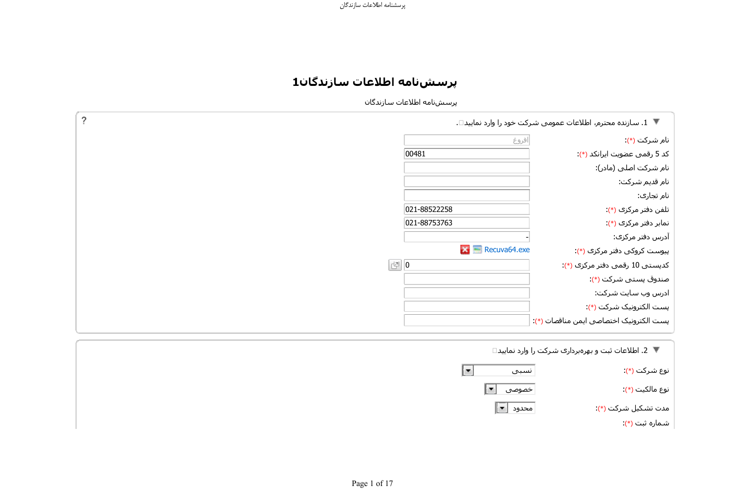# پرسش‌نامه اطلاعات سازندگان1

پرسش‌نامه اطلاعات سازندگان

## 1. سازنده محترم، اطلاعات عمومی شرکت خود را وارد نمایید.

| فیلد | مقدار |
| --- | --- |
| نام شرکت (*): | افروغ |
| کد 5 رقمی عضویت ایرانکد (*): | 00481 |
| نام شرکت اصلی (مادر): | |
| نام قدیم شرکت: | |
| نام تجاری: | |
| تلفن دفتر مرکزی (*): | 021-88522258 |
| نمابر دفتر مرکزی (*): | 021-88753763 |
| آدرس دفتر مرکزی: | - |
| پیوست کروکی دفتر مرکزی (*): | Recuva64.exe |
| کدپستی 10 رقمی دفتر مرکزی (*): | 0 |
| صندوق پستی شرکت (*): | |
| ادرس وب سایت شرکت: | |
| پست الکترونیک شرکت (*): | |
| پست الکترونیک اختصاصی ایمن مناقصات (*): | |

## 2. اطلاعات ثبت و بهره‌برداری شرکت را وارد نمایید

| فیلد | مقدار |
| --- | --- |
| نوع شرکت (*): | نسبی |
| نوع مالکیت (*): | خصوصی |
| مدت تشکیل شرکت (*): | محدود |
| شماره ثبت (*): | |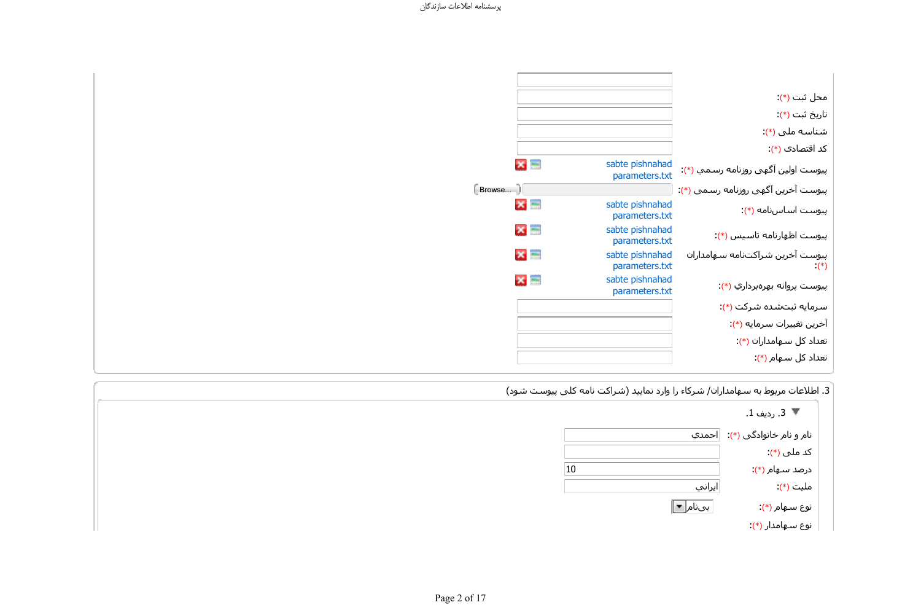| | |
|---|---|
| محل ثبت (*): | |
| تاریخ ثبت (*): | |
| شناسه ملی (*): | |
| کد اقتصادی (*): | |
| پیوست اولین آگهی روزنامه رسمي (*): | sabte pishnahad parameters.txt |
| پیوست آخرین آگهی روزنامه رسمی (*): | Browse... |
| پیوست اساس‌نامه (*): | sabte pishnahad parameters.txt |
| پیوست اظهارنامه تاسیس (*): | sabte pishnahad parameters.txt |
| پیوست آخرین شراکت‌نامه سهامداران (*): | sabte pishnahad parameters.txt |
| پیوست پروانه بهره‌برداري (*): | sabte pishnahad parameters.txt |
| سرمایه ثبت‌شده شرکت (*): | |
| آخرین تغییرات سرمایه (*): | |
| تعداد کل سهامداران (*): | |
| تعداد کل سهام (*): | |

3. اطلاعات مربوط به سهامداران/ شرکاء را وارد نمایید (شراکت نامه کلی پیوست شود)

3. ردیف 1.

| | |
|---|---|
| نام و نام خانوادگی (*): | احمدي |
| کد ملی (*): | |
| درصد سهام (*): | 10 |
| ملیت (*): | ایراني |
| نوع سهام (*): | بی‌نام |
| نوع سهامدار (*): | |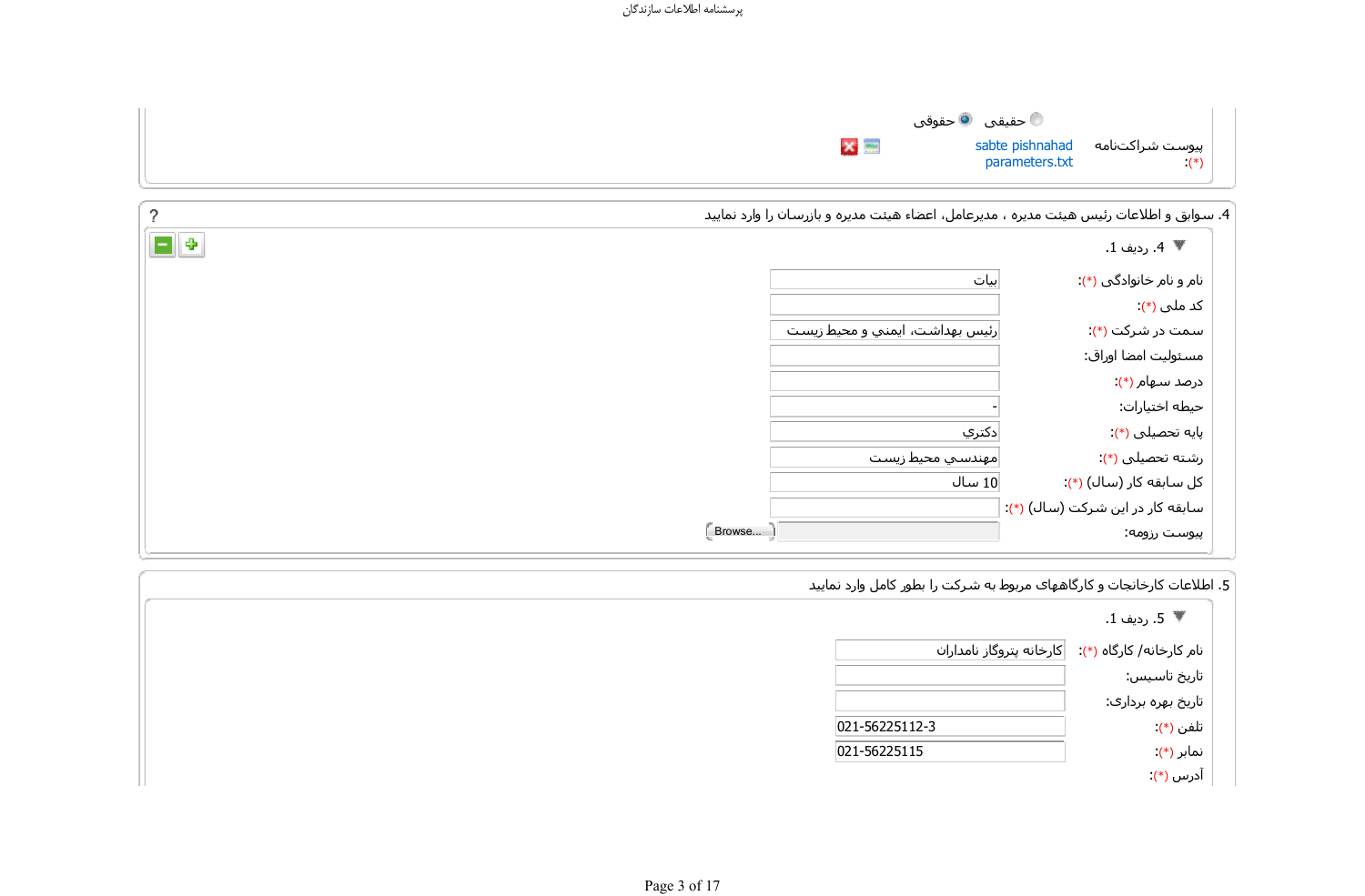حقیقی ◉ حقوقی

| پیوست شراکت‌نامه (*): | sabte pishnahad parameters.txt |
|---|---|

4. سوابق و اطلاعات رئیس هیئت مدیره ، مدیرعامل، اعضاء هیئت مدیره و بازرسان را وارد نمایید

4. ردیف 1.

| | |
|---|---|
| نام و نام خانوادگی (*): | بیات |
| کد ملی (*): | |
| سمت در شرکت (*): | رئيس بهداشت، ايمني و محيط زيست |
| مسئولیت امضا اوراق: | |
| درصد سهام (*): | |
| حیطه اختیارات: | - |
| پایه تحصیلی (*): | دكتري |
| رشته تحصیلی (*): | مهندسي محيط زيست |
| کل سابقه کار (سال) (*): | 10 سال |
| سابقه کار در این شرکت (سال) (*): | |
| پیوست رزومه: | |

5. اطلاعات کارخانجات و کارگاههای مربوط به شرکت را بطور کامل وارد نمایید

5. ردیف 1.

| | |
|---|---|
| نام کارخانه/ کارگاه (*): | کارخانه پتروگاز نامداران |
| تاریخ تاسیس: | |
| تاریخ بهره برداری: | |
| تلفن (*): | 021-56225112-3 |
| نمابر (*): | 021-56225115 |
| آدرس (*): | |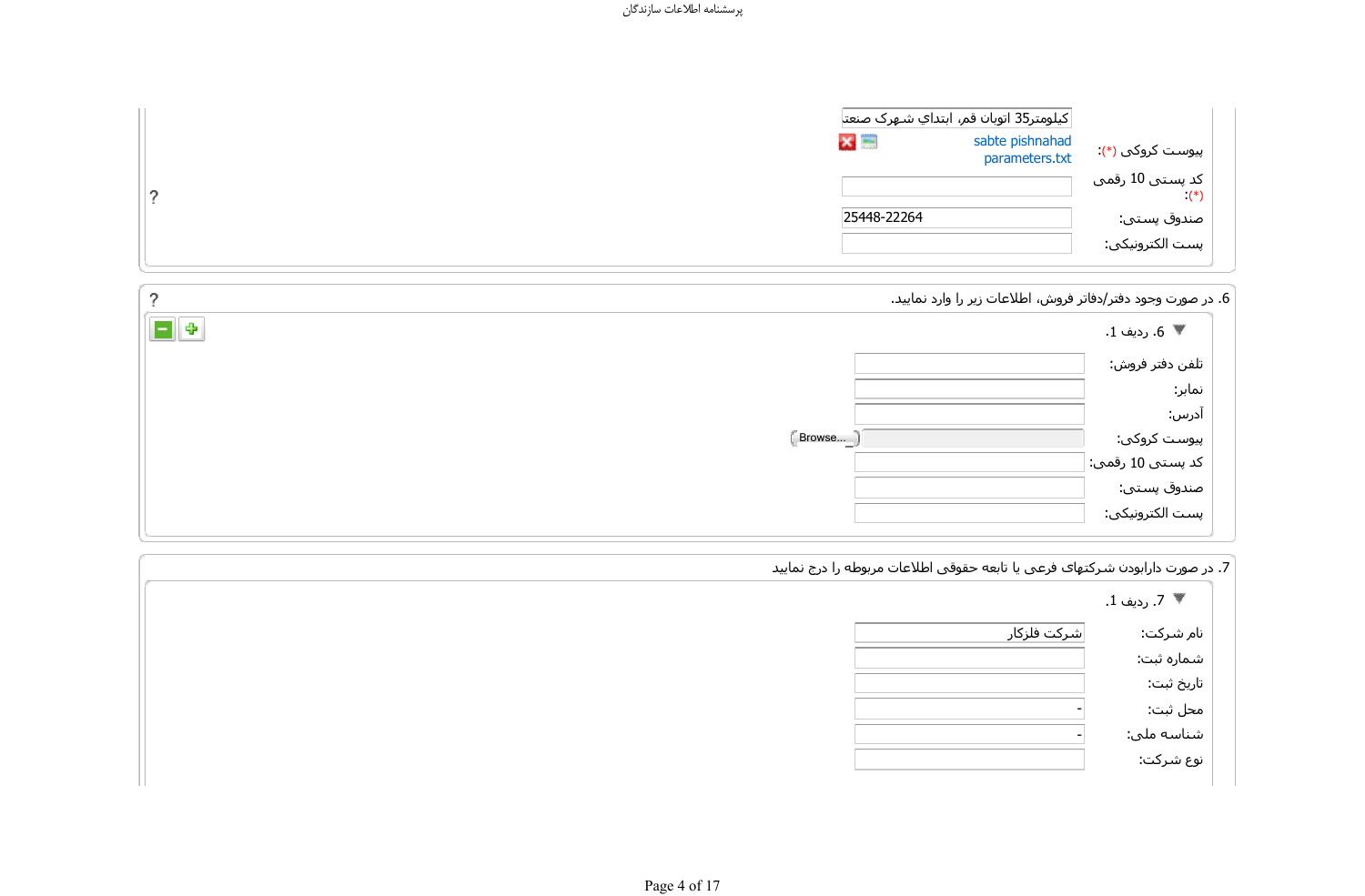| | |
|---|---|
| | کیلومتر35 اتوبان قم، ابتدای شهرک صنعت |
| پیوست کروکی (*): | sabte pishnahad parameters.txt |
| کد پستی 10 رقمی (*): | |
| صندوق پستی: | 25448-22264 |
| پست الکترونیکی: | |

?

6. در صورت وجود دفتر/دفاتر فروش، اطلاعات زیر را وارد نمایید.

?

6. ردیف 1.

| | |
|---|---|
| تلفن دفتر فروش: | |
| نمابر: | |
| آدرس: | |
| پیوست کروکی: | Browse... |
| کد پستی 10 رقمی: | |
| صندوق پستی: | |
| پست الکترونیکی: | |

7. در صورت دارابودن شرکتهای فرعی یا تابعه حقوقی اطلاعات مربوطه را درج نمایید

7. ردیف 1.

| | |
|---|---|
| نام شرکت: | شرکت فلزکار |
| شماره ثبت: | |
| تاریخ ثبت: | |
| محل ثبت: | - |
| شناسه ملی: | - |
| نوع شرکت: | |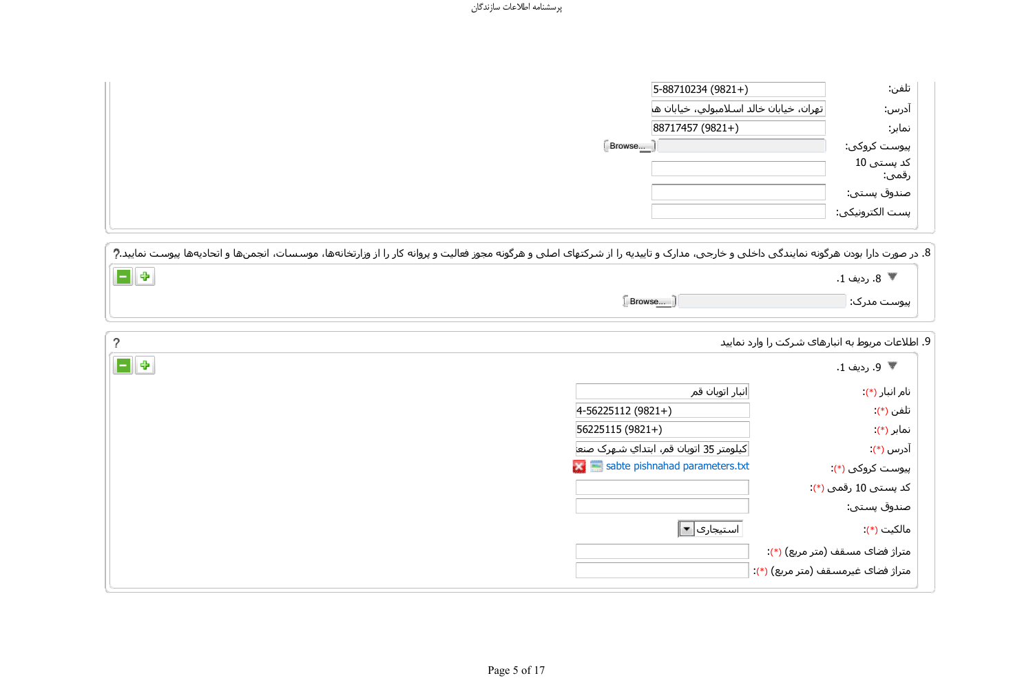تلفن: (9821+) 88710234-5

آدرس: تهران، خیابان خالد اسلامبولي، خیابان ه

نمابر: (9821+) 88717457

پیوست کروکی: Browse...

کد پستی 10 رقمی:

صندوق پستی:

پست الکترونیکی:

8. در صورت دارا بودن هرگونه نمایندگی داخلی و خارجی، مدارک و تاییدیه را از شرکتهای اصلی و هرگونه مجوز فعالیت و پروانه کار را از وزارتخانه‌ها، موسسات، انجمن‌ها و اتحادیه‌ها پیوست نمایید.?

8. ردیف 1.

پیوست مدرک: Browse...

9. اطلاعات مربوط به انبارهای شرکت را وارد نمایید ?

9. ردیف 1.

نام انبار (*): انبار اتوبان قم

تلفن (*): (9821+) 56225112-4

نمابر (*): (9821+) 56225115

آدرس (*): کیلومتر 35 اتوبان قم، ابتداي شهرک صنع

پیوست کروکی (*): sabte pishnahad parameters.txt

کد پستی 10 رقمی (*):

صندوق پستی:

مالکیت (*): استیجاری

متراژ فضای مسقف (متر مربع) (*):

متراژ فضای غیرمسقف (متر مربع) (*):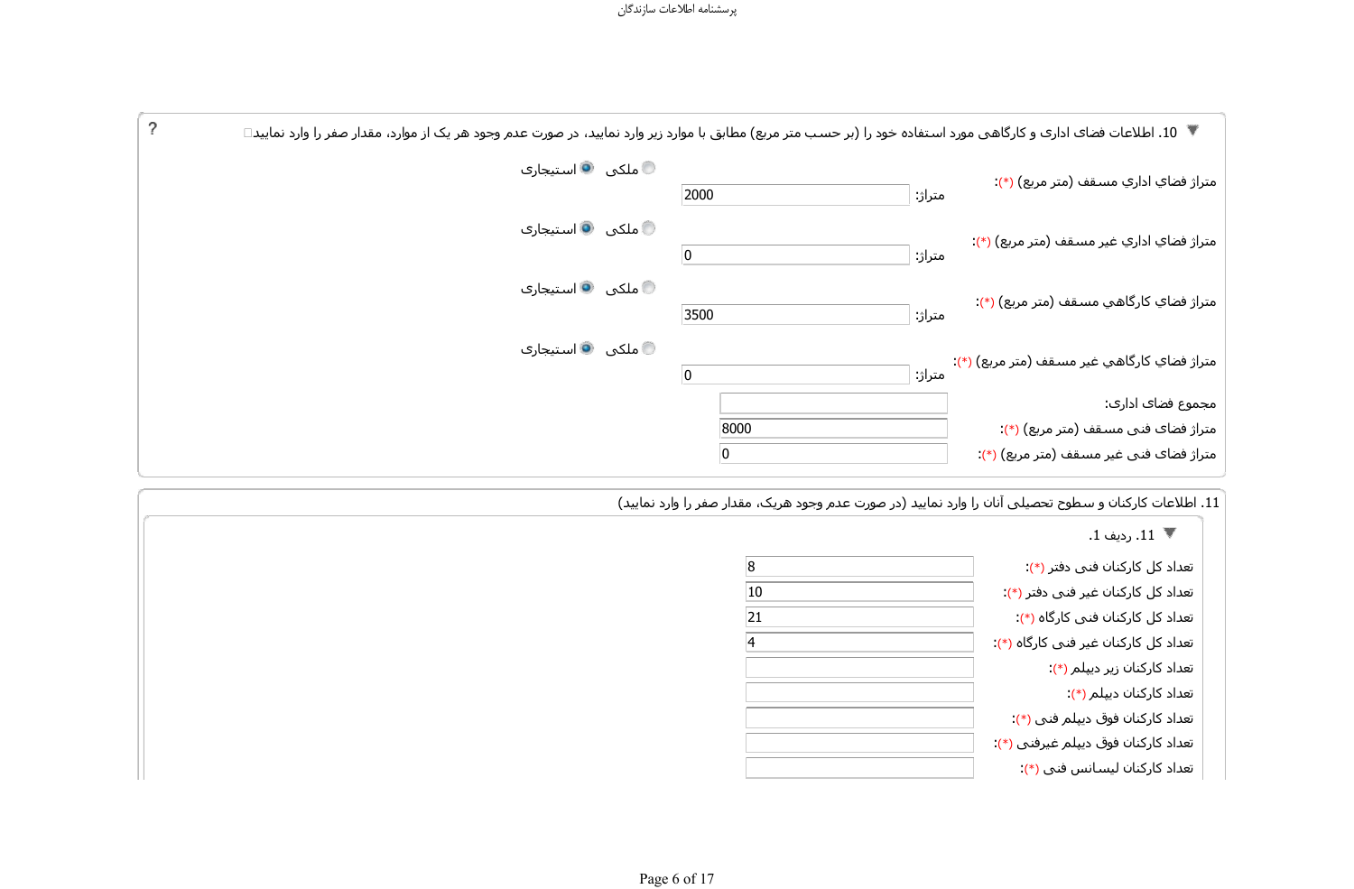### 10. اطلاعات فضای اداری و کارگاهی مورد استفاده خود را (بر حسب متر مربع) مطابق با موارد زیر وارد نمایید، در صورت عدم وجود هر یک از موارد، مقدار صفر را وارد نمایید

متراژ فضاي اداري مسقف (متر مربع) (*):
- متراژ: 2000
- ملکی / استیجاری (انتخاب شده: استیجاری)

متراژ فضاي اداري غير مسقف (متر مربع) (*):
- متراژ: 0
- ملکی / استیجاری (انتخاب شده: استیجاری)

متراژ فضاي کارگاهي مسقف (متر مربع) (*):
- متراژ: 3500
- ملکی / استیجاری (انتخاب شده: استیجاری)

متراژ فضاي کارگاهي غير مسقف (متر مربع) (*):
- متراژ: 0
- ملکی / استیجاری (انتخاب شده: استیجاری)

مجموع فضای اداری:

متراژ فضای فنی مسقف (متر مربع) (*): 8000

متراژ فضای فنی غیر مسقف (متر مربع) (*): 0

### 11. اطلاعات کارکنان و سطوح تحصیلی آنان را وارد نمایید (در صورت عدم وجود هریک، مقدار صفر را وارد نمایید)

#### 11. ردیف 1.

| | |
|---|---|
| تعداد کل کارکنان فنی دفتر (*): | 8 |
| تعداد کل کارکنان غیر فنی دفتر (*): | 10 |
| تعداد کل کارکنان فنی کارگاه (*): | 21 |
| تعداد کل کارکنان غیر فنی کارگاه (*): | 4 |
| تعداد کارکنان زیر دیپلم (*): | |
| تعداد کارکنان دیپلم (*): | |
| تعداد کارکنان فوق دیپلم فنی (*): | |
| تعداد کارکنان فوق دیپلم غیرفنی (*): | |
| تعداد کارکنان لیسانس فنی (*): | |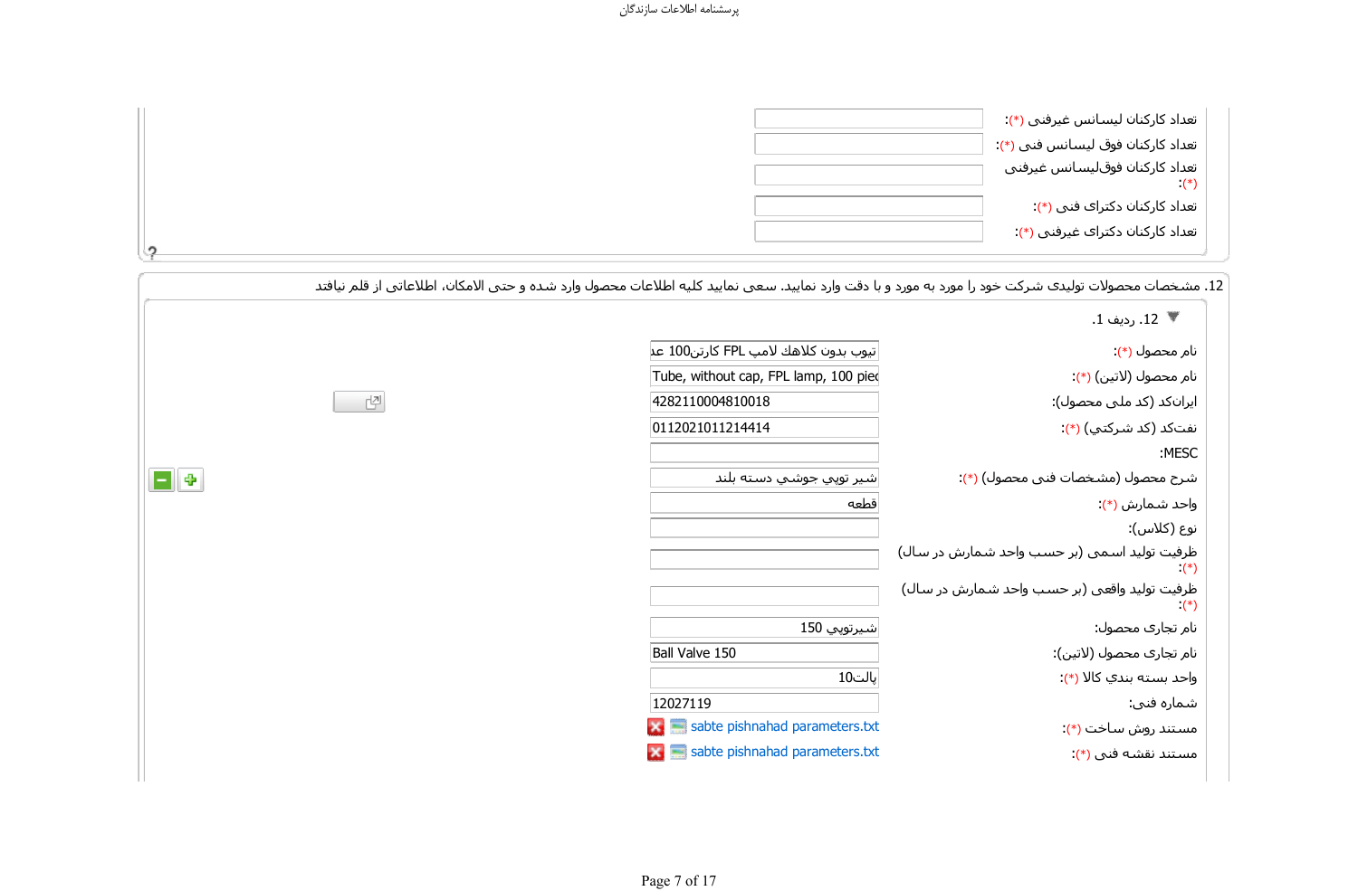| | |
|---|---|
| تعداد کارکنان لیسانس غیرفنی (*): | |
| تعداد کارکنان فوق لیسانس فنی (*): | |
| تعداد کارکنان فوق‌لیسانس غیرفنی (*): | |
| تعداد کارکنان دکترای فنی (*): | |
| تعداد کارکنان دکترای غیرفنی (*): | |

?

12. مشخصات محصولات تولیدی شرکت خود را مورد به مورد و با دقت وارد نمایید. سعی نمایید کلیه اطلاعات محصول وارد شده و حتی الامکان، اطلاعاتی از قلم نیافتد

### 12. ردیف 1.

| | |
|---|---|
| نام محصول (*): | تیوب بدون کلاهك لامپ FPL كارتن100 عد |
| نام محصول (لاتین) (*): | Tube, without cap, FPL lamp, 100 piec |
| ایرانکد (کد ملی محصول): | 4282110004810018 |
| نفتکد (کد شرکتی) (*): | 0112021011214414 |
| MESC: | |
| شرح محصول (مشخصات فنی محصول) (*): | شير توپي جوشي دسته بلند |
| واحد شمارش (*): | قطعه |
| نوع (کلاس): | |
| ظرفیت تولید اسمی (بر حسب واحد شمارش در سال (*): | |
| ظرفیت تولید واقعی (بر حسب واحد شمارش در سال (*): | |
| نام تجاری محصول: | شيرتوپي 150 |
| نام تجاری محصول (لاتین): | Ball Valve 150 |
| واحد بسته بندي كالا (*): | پالت10 |
| شماره فنی: | 12027119 |
| مستند روش ساخت (*): | sabte pishnahad parameters.txt |
| مستند نقشه فنی (*): | sabte pishnahad parameters.txt |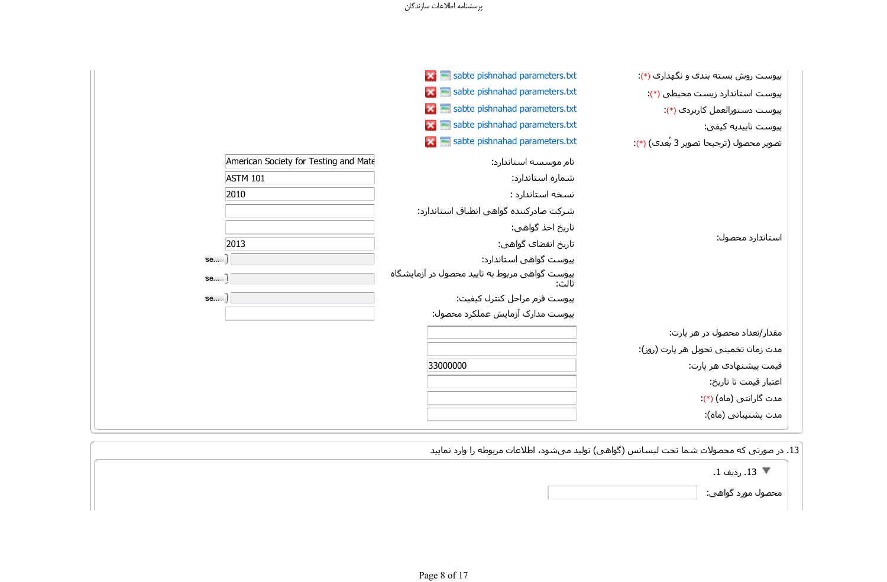| | |
|---|---|
| پیوست روش بسته بندی و نگهداری (*): | sabte pishnahad parameters.txt |
| پیوست استاندارد زیست محیطی (*): | sabte pishnahad parameters.txt |
| پیوست دستورالعمل کاربردی (*): | sabte pishnahad parameters.txt |
| پیوست تاییدیه کیفی: | sabte pishnahad parameters.txt |
| تصویر محصول (ترجیحا تصویر 3 بُعدی) (*): | sabte pishnahad parameters.txt |

**استاندارد محصول:**

| | |
|---|---|
| نام موسسه استاندارد: | American Society for Testing and Mate |
| شماره استاندارد: | ASTM 101 |
| نسخه استاندارد : | 2010 |
| شرکت صادرکننده گواهی انطباق استاندارد: | |
| تاریخ اخذ گواهی: | |
| تاریخ انقضای گواهی: | 2013 |
| پیوست گواهی استاندارد: | |
| پیوست گواهی مربوط به تایید محصول در آزمایشگاه ثالث: | |
| پیوست فرم مراحل کنترل کیفیت: | |
| پیوست مدارک آزمایش عملکرد محصول: | |

| | |
|---|---|
| مقدار/تعداد محصول در هر پارت: | |
| مدت زمان تخمینی تحویل هر پارت (روز): | |
| قیمت پیشنهادی هر پارت: | 33000000 |
| اعتبار قیمت تا تاریخ: | |
| مدت گارانتی (ماه) (*): | |
| مدت پشتیبانی (ماه): | |

13. در صورتی که محصولات شما تحت لیسانس (گواهی) تولید می‌شود، اطلاعات مربوطه را وارد نمایید

13. ردیف 1.

محصول مورد گواهی: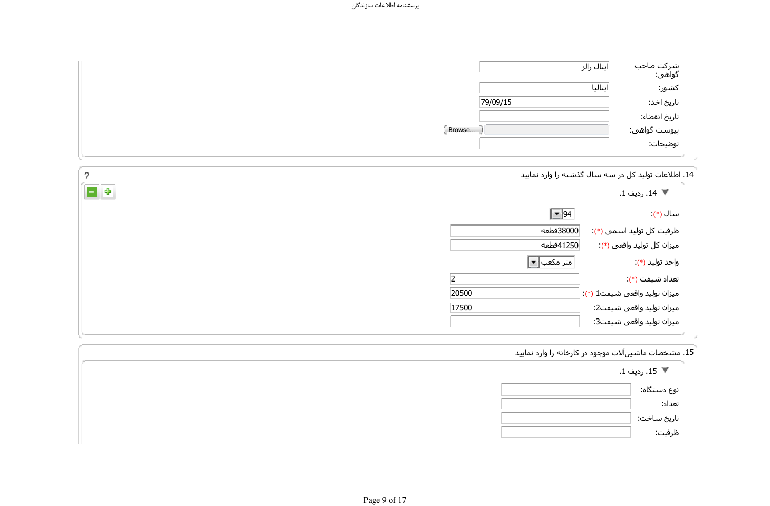| | |
|---|---|
| شرکت صاحب گواهی: | ایتال رالز |
| کشور: | ایتالیا |
| تاریخ اخذ: | 79/09/15 |
| تاریخ انقضاء: | |
| پیوست گواهی: | Browse... |
| توضیحات: | |

## 14. اطلاعات تولید کل در سه سال گذشته را وارد نمایید

### 14. ردیف 1.

| | |
|---|---|
| سال (*): | 94 |
| ظرفیت کل تولید اسمی (*): | 38000قطعه |
| میزان کل تولید واقعی (*): | 41250قطعه |
| واحد تولید (*): | متر مکعب |
| تعداد شیفت (*): | 2 |
| میزان تولید واقعی شیفت1 (*): | 20500 |
| میزان تولید واقعی شیفت2: | 17500 |
| میزان تولید واقعی شیفت3: | |

## 15. مشخصات ماشین‌آلات موجود در کارخانه را وارد نمایید

### 15. ردیف 1.

| | |
|---|---|
| نوع دستگاه: | |
| تعداد: | |
| تاریخ ساخت: | |
| ظرفیت: | |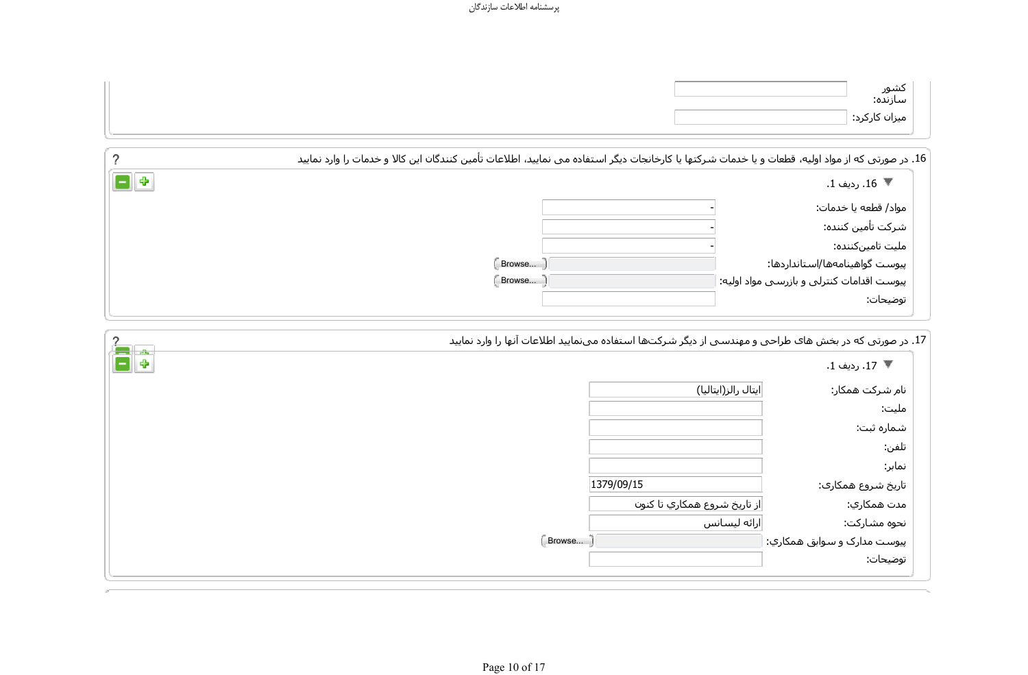کشور سازنده:

میزان کارکرد:

16. در صورتی که از مواد اولیه، قطعات و یا خدمات شرکتها یا کارخانجات دیگر استفاده می نمایید، اطلاعات تأمین کنندگان این کالا و خدمات را وارد نمایید

16. ردیف 1.

| | |
|---|---|
| مواد/ قطعه یا خدمات: | - |
| شرکت تأمین کننده: | - |
| ملیت تامین‌کننده: | - |
| پیوست گواهینامه‌ها/استانداردها: | |
| پیوست اقدامات کنترلی و بازرسی مواد اولیه: | |
| توضیحات: | |

17. در صورتی که در بخش های طراحی و مهندسی از دیگر شرکت‌ها استفاده می‌نمایید اطلاعات آنها را وارد نمایید

17. ردیف 1.

| | |
|---|---|
| نام شرکت همکار: | ایتال رالز(ایتالیا) |
| ملیت: | |
| شماره ثبت: | |
| تلفن: | |
| نمابر: | |
| تاریخ شروع همکاری: | 1379/09/15 |
| مدت همکاري: | از تاريخ شروع همكاري تا كنون |
| نحوه مشارکت: | ارائه ليسانس |
| پیوست مدارک و سوابق همکاري: | |
| توضیحات: | |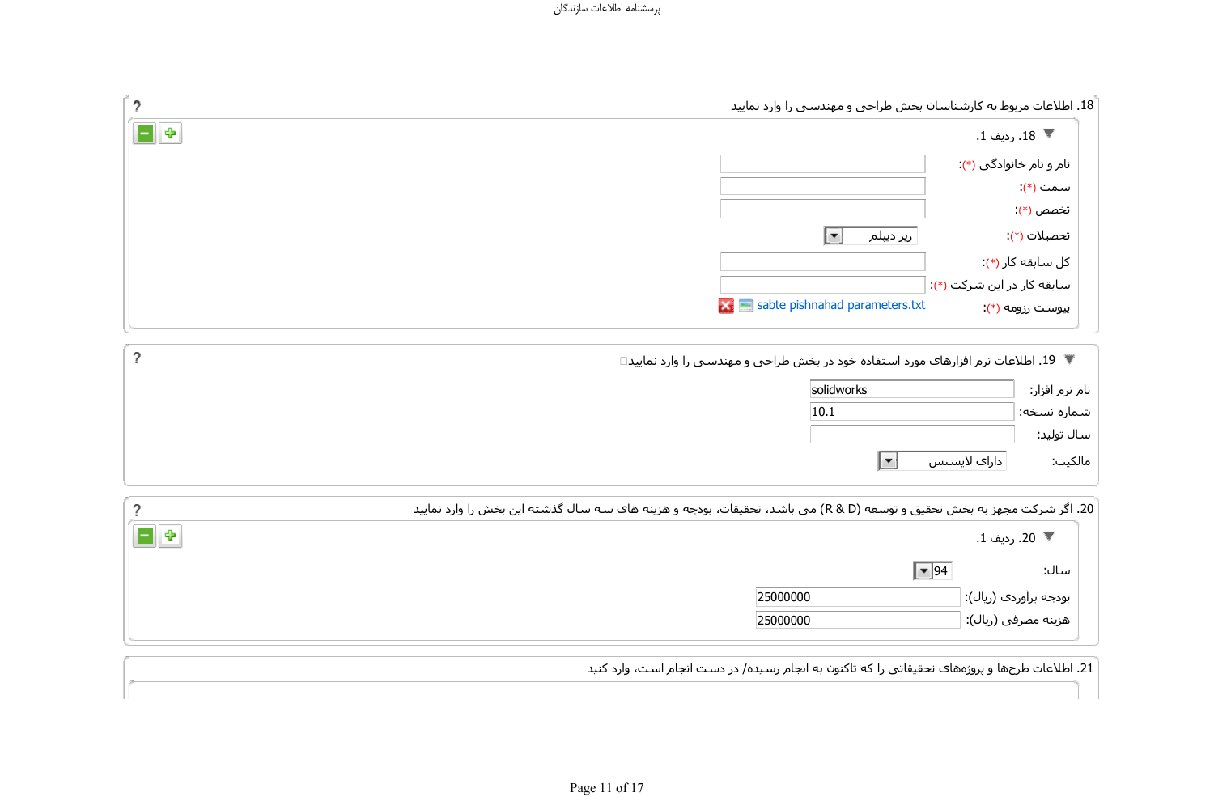18. اطلاعات مربوط به کارشناسان بخش طراحی و مهندسی را وارد نمایید

18. ردیف 1.

نام و نام خانوادگی (*):

سمت (*):

تخصص (*):

تحصیلات (*): زیر دیپلم

کل سابقه کار (*):

سابقه کار در این شرکت (*):

پیوست رزومه (*): sabte pishnahad parameters.txt

19. اطلاعات نرم افزارهای مورد استفاده خود در بخش طراحی و مهندسی را وارد نمایید

نام نرم افزار: solidworks

شماره نسخه: 10.1

سال تولید:

مالکیت: دارای لایسنس

20. اگر شرکت مجهز به بخش تحقیق و توسعه (R & D) می باشد، تحقیقات، بودجه و هزینه های سه سال گذشته این بخش را وارد نمایید

20. ردیف 1.

سال: 94

بودجه برآوردی (ریال): 25000000

هزینه مصرفی (ریال): 25000000

21. اطلاعات طرح‌ها و پروژه‌های تحقیقاتی را که تاکنون به انجام رسیده/ در دست انجام است، وارد کنید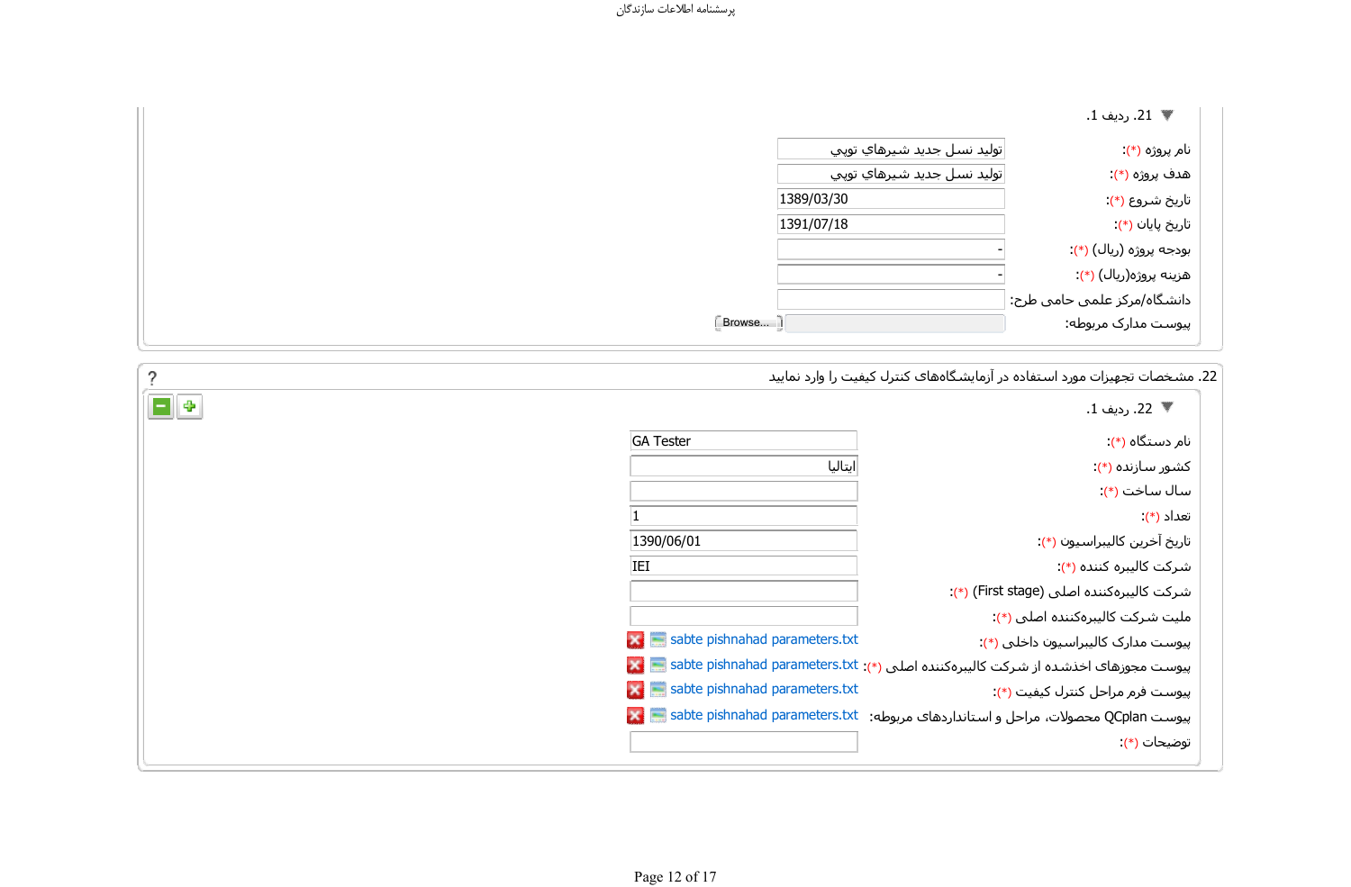### 21. رديف 1.

| | |
|---|---|
| نام پروژه (*): | توليد نسل جديد شيرهاي توپي |
| هدف پروژه (*): | توليد نسل جديد شيرهاي توپي |
| تاريخ شروع (*): | 1389/03/30 |
| تاريخ پايان (*): | 1391/07/18 |
| بودجه پروژه (ريال) (*): | - |
| هزينه پروژه(ريال) (*): | - |
| دانشگاه/مركز علمی حامی طرح: | |
| پيوست مدارک مربوطه: | |

## 22. مشخصات تجهیزات مورد استفاده در آزمایشگاه‌های کنترل کیفیت را وارد نمایید

### 22. رديف 1.

| | |
|---|---|
| نام دستگاه (*): | GA Tester |
| كشور سازنده (*): | ايتاليا |
| سال ساخت (*): | |
| تعداد (*): | 1 |
| تاريخ آخرين كاليبراسيون (*): | 1390/06/01 |
| شركت كاليبره كننده (*): | IEI |
| شرکت کالیبره‌کننده اصلی (First stage) (*): | |
| ملیت شرکت کالیبره‌کننده اصلی (*): | |
| پیوست مدارک کالیبراسیون داخلی (*): | sabte pishnahad parameters.txt |
| پیوست مجوزهای اخذشده از شرکت کالیبره‌کننده اصلی (*): | sabte pishnahad parameters.txt |
| پیوست فرم مراحل کنترل کیفیت (*): | sabte pishnahad parameters.txt |
| پیوست QCplan محصولات، مراحل و استانداردهای مربوطه: | sabte pishnahad parameters.txt |
| توضيحات (*): | |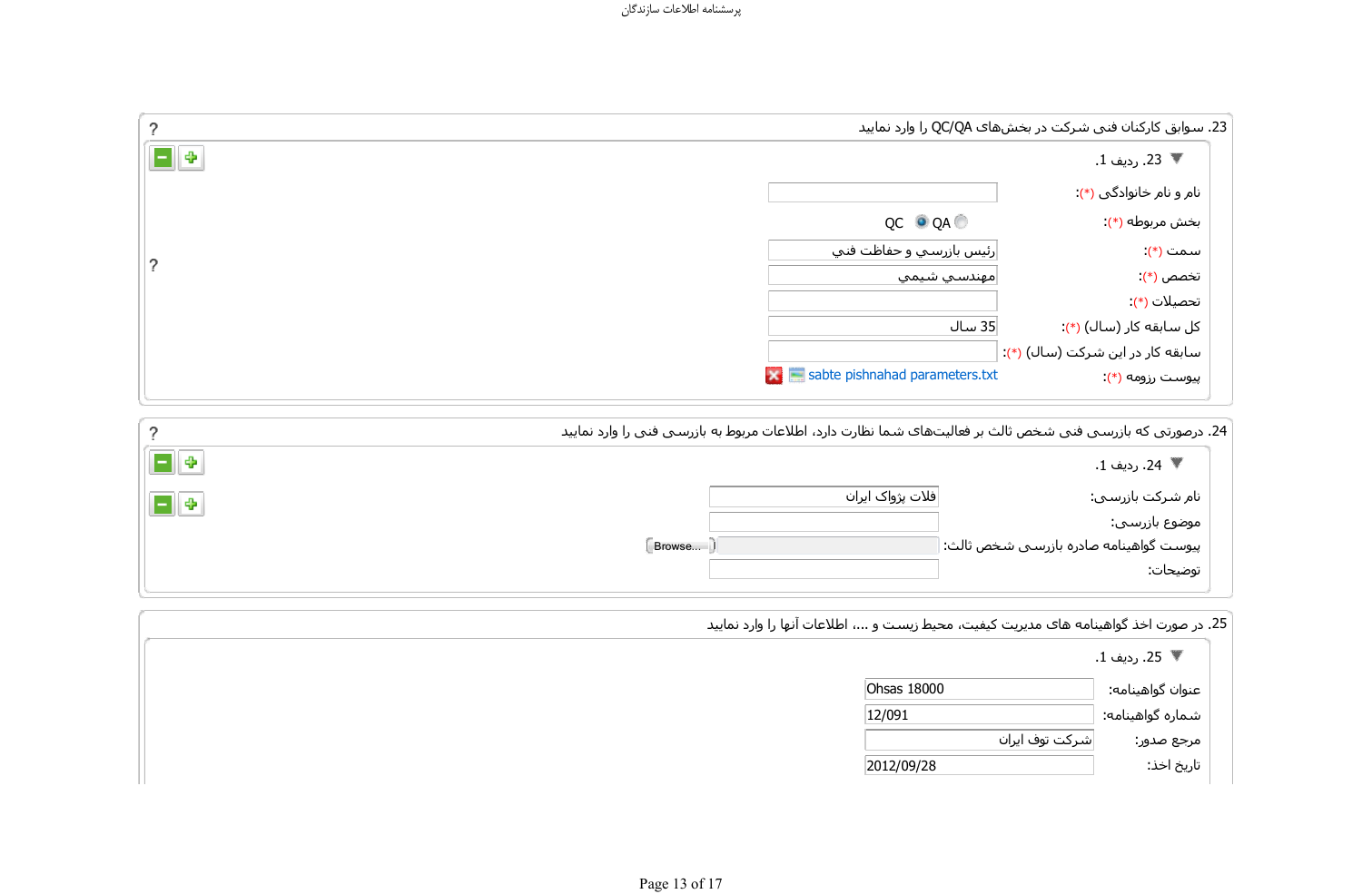23. سوابق کارکنان فنی شرکت در بخش‌های QC/QA را وارد نمایید

23. ردیف 1.

نام و نام خانوادگی (*):

بخش مربوطه (*): QA ◉ QC ○

سمت (*): رئيس بازرسي و حفاظت فني

تخصص (*): مهندسي شيمي

تحصیلات (*):

کل سابقه کار (سال) (*): 35 سال

سابقه کار در این شرکت (سال) (*):

پیوست رزومه (*): sabte pishnahad parameters.txt

24. درصورتی که بازرسی فنی شخص ثالث بر فعالیت‌های شما نظارت دارد، اطلاعات مربوط به بازرسی فنی را وارد نمایید

24. ردیف 1.

نام شرکت بازرسی: فلات پژواک ایران

موضوع بازرسی:

پیوست گواهینامه صادره بازرسی شخص ثالث:

توضیحات:

25. در صورت اخذ گواهینامه های مدیریت کیفیت، محیط زیست و ....، اطلاعات آنها را وارد نمایید

25. ردیف 1.

عنوان گواهینامه: Ohsas 18000

شماره گواهینامه: 12/091

مرجع صدور: شرکت توف ایران

تاریخ اخذ: 2012/09/28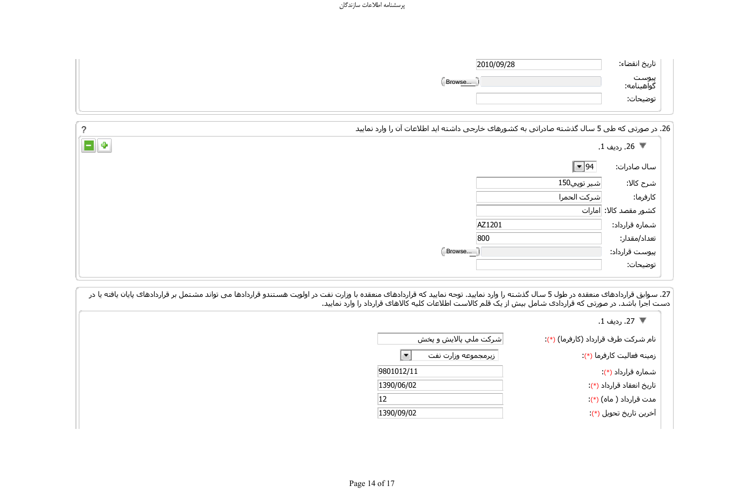تاریخ انقضاء: 2010/09/28

پیوست گواهینامه:

توضیحات:

26. در صورتی که طی 5 سال گذشته صادراتی به کشورهای خارجی داشته اید اطلاعات آن را وارد نمایید

26. ردیف 1.

| | |
|---|---|
| سال صادرات: | 94 |
| شرح کالا: | شیر توپی150 |
| کارفرما: | شرکت الحمرا |
| کشور مقصد کالا: | امارات |
| شماره قرارداد: | AZ1201 |
| تعداد/مقدار: | 800 |
| پیوست قرارداد: | |
| توضیحات: | |

27. سوابق قراردادهای منعقده در طول 5 سال گذشته را وارد نمایید. توجه نمایید که قراردادهای منعقده با وزارت نفت در اولویت هستندو قراردادها می تواند مشتمل بر قراردادهای پایان یافته یا در دست اجرا باشد. در صورتی که قراردادی شامل بیش از یک قلم کالاست اطلاعات کلیه کالاهای قرارداد را وارد نمایید.

27. ردیف 1.

| | |
|---|---|
| نام شرکت طرف قرارداد (کارفرما) (*): | شرکت ملي پالايش و پخش |
| زمینه فعالیت کارفرما (*): | زیرمجموعه وزارت نفت |
| شماره قرارداد (*): | 9801012/11 |
| تاریخ انعقاد قرارداد (*): | 1390/06/02 |
| مدت قرارداد ( ماه) (*): | 12 |
| آخرین تاریخ تحویل (*): | 1390/09/02 |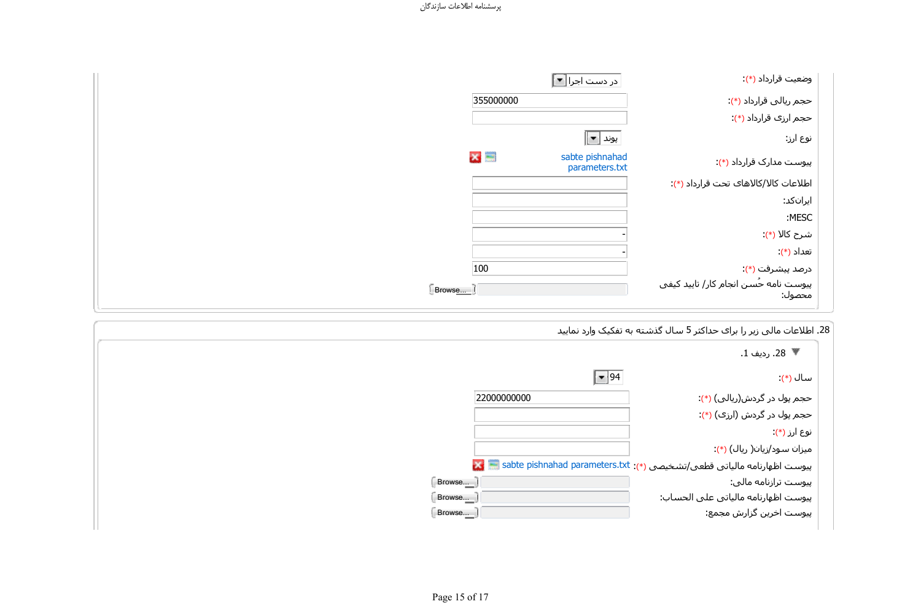| | |
|---|---|
| وضعیت قرارداد (*): | در دست اجرا |
| حجم ریالی قرارداد (*): | 355000000 |
| حجم ارزی قرارداد (*): | |
| نوع ارز: | پوند |
| پیوست مدارک قرارداد (*): | sabte pishnahad parameters.txt |
| اطلاعات کالا/کالاهای تحت قرارداد (*): | |
| ایرانکد: | |
| MESC: | |
| شرح کالا (*): | - |
| تعداد (*): | - |
| درصد پیشرفت (*): | 100 |
| پیوست نامه حُسن انجام کار/ تایید کیفی محصول: | Browse... |

28. اطلاعات مالی زیر را برای حداکثر 5 سال گذشته به تفکیک وارد نمایید

28. ردیف 1.

| | |
|---|---|
| سال (*): | 94 |
| حجم پول در گردش(ریالی) (*): | 22000000000 |
| حجم پول در گردش (ارزی) (*): | |
| نوع ارز (*): | |
| میزان سود/زیان( ریال) (*): | |
| پیوست اظهارنامه مالیاتی قطعی/تشخیصی (*): | sabte pishnahad parameters.txt |
| پیوست ترازنامه مالی: | Browse... |
| پیوست اظهارنامه مالیاتی علی الحساب: | Browse... |
| پیوست اخرین گزارش مجمع: | Browse... |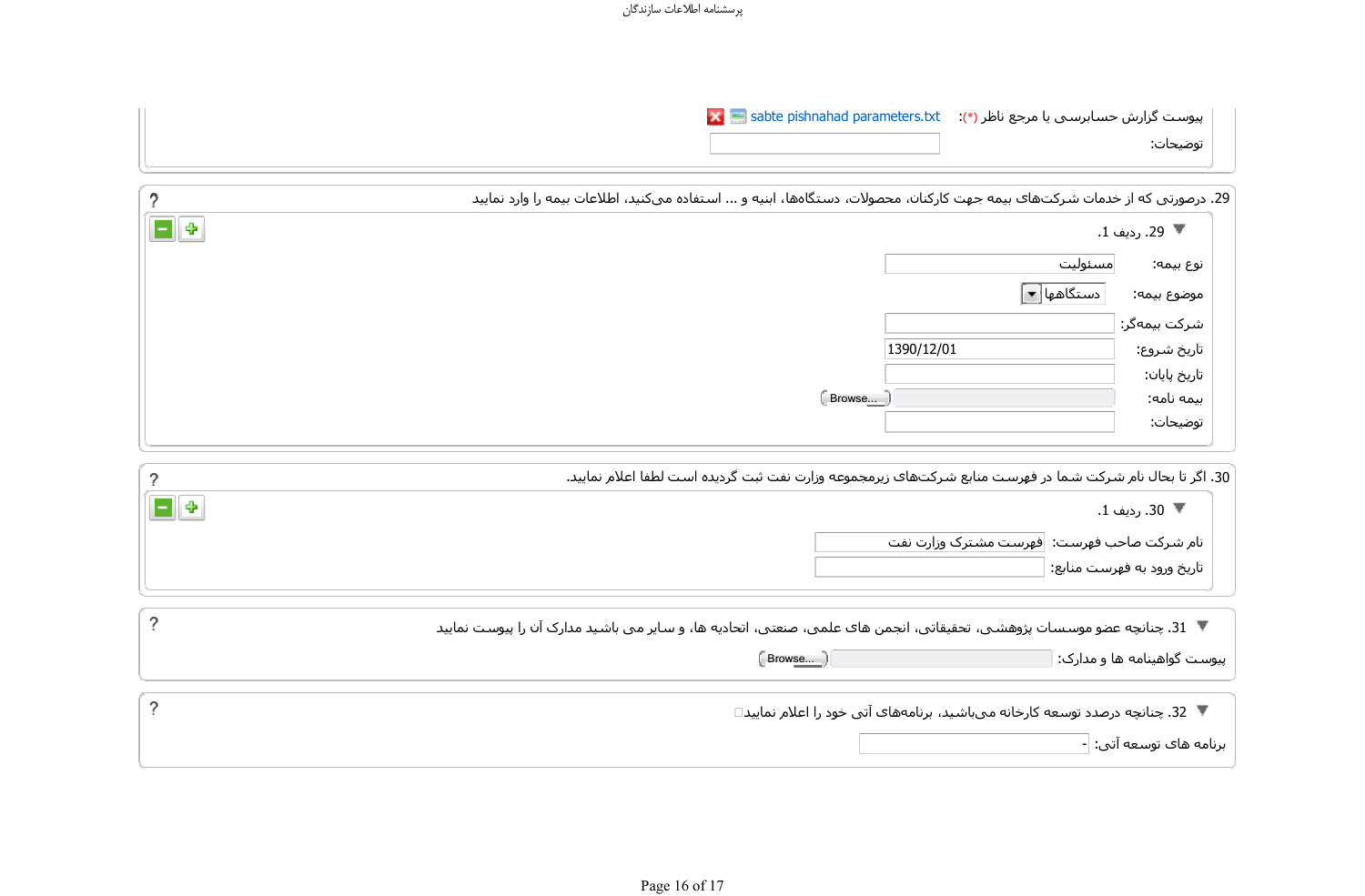پیوست گزارش حسابرسی یا مرجع ناظر (*): sabte pishnahad parameters.txt

توضیحات:

29. درصورتی که از خدمات شرکت‌های بیمه جهت کارکنان، محصولات، دستگاه‌ها، ابنیه و ... استفاده می‌کنید، اطلاعات بیمه را وارد نمایید

29. ردیف 1.

نوع بیمه: مسئولیت

موضوع بیمه: دستگاهها

شرکت بیمه‌گر:

تاریخ شروع: 1390/12/01

تاریخ پایان:

بیمه نامه: Browse...

توضیحات:

30. اگر تا بحال نام شرکت شما در فهرست منابع شرکت‌های زیرمجموعه وزارت نفت ثبت گردیده است لطفا اعلام نمایید.

30. ردیف 1.

نام شرکت صاحب فهرست: فهرست مشترک وزارت نفت

تاریخ ورود به فهرست منابع:

31. چنانچه عضو موسسات پژوهشی، تحقیقاتی، انجمن های علمی، صنعتی، اتحادیه ها، و سایر می باشید مدارک آن را پیوست نمایید

پیوست گواهینامه ها و مدارک: Browse...

32. چنانچه درصدد توسعه کارخانه می‌باشید، برنامه‌های آتی خود را اعلام نمایید

برنامه های توسعه آتی: -